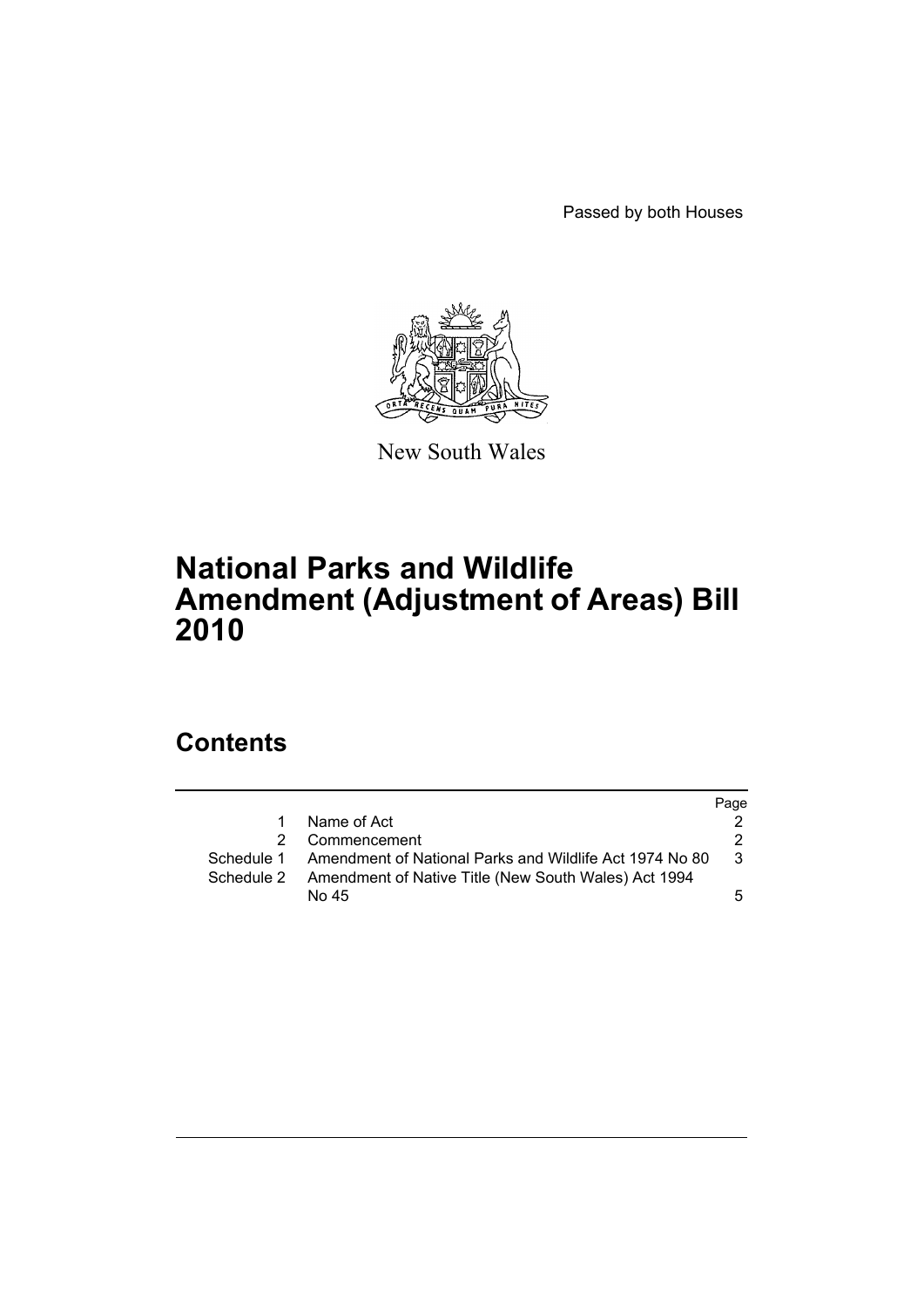Passed by both Houses

New South Wales

# National Parks and Wildlife Amendment (Adjustment of Areas) Bill 2010

## Contents

| | | Page |
|---|---|---|
| 1 | Name of Act | 2 |
| 2 | Commencement | 2 |
| Schedule 1 | Amendment of National Parks and Wildlife Act 1974 No 80 | 3 |
| Schedule 2 | Amendment of Native Title (New South Wales) Act 1994 No 45 | 5 |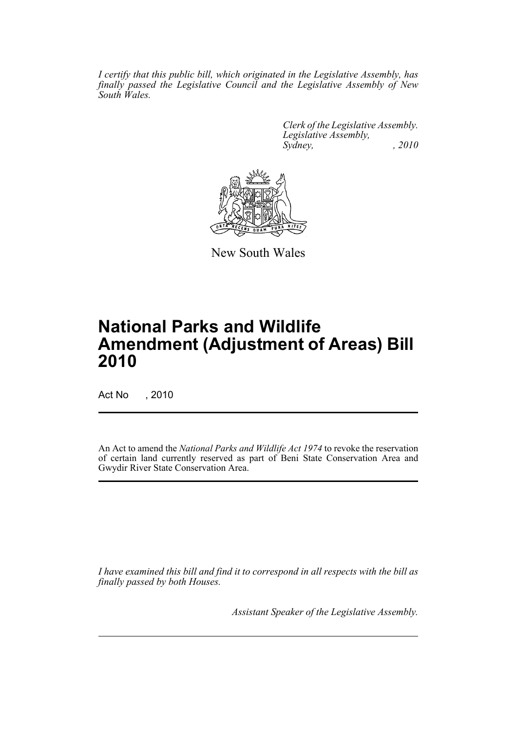*I certify that this public bill, which originated in the Legislative Assembly, has finally passed the Legislative Council and the Legislative Assembly of New South Wales.*

*Clerk of the Legislative Assembly.*
*Legislative Assembly,*
*Sydney, , 2010*

New South Wales

# National Parks and Wildlife Amendment (Adjustment of Areas) Bill 2010

Act No , 2010

An Act to amend the *National Parks and Wildlife Act 1974* to revoke the reservation of certain land currently reserved as part of Beni State Conservation Area and Gwydir River State Conservation Area.

*I have examined this bill and find it to correspond in all respects with the bill as finally passed by both Houses.*

*Assistant Speaker of the Legislative Assembly.*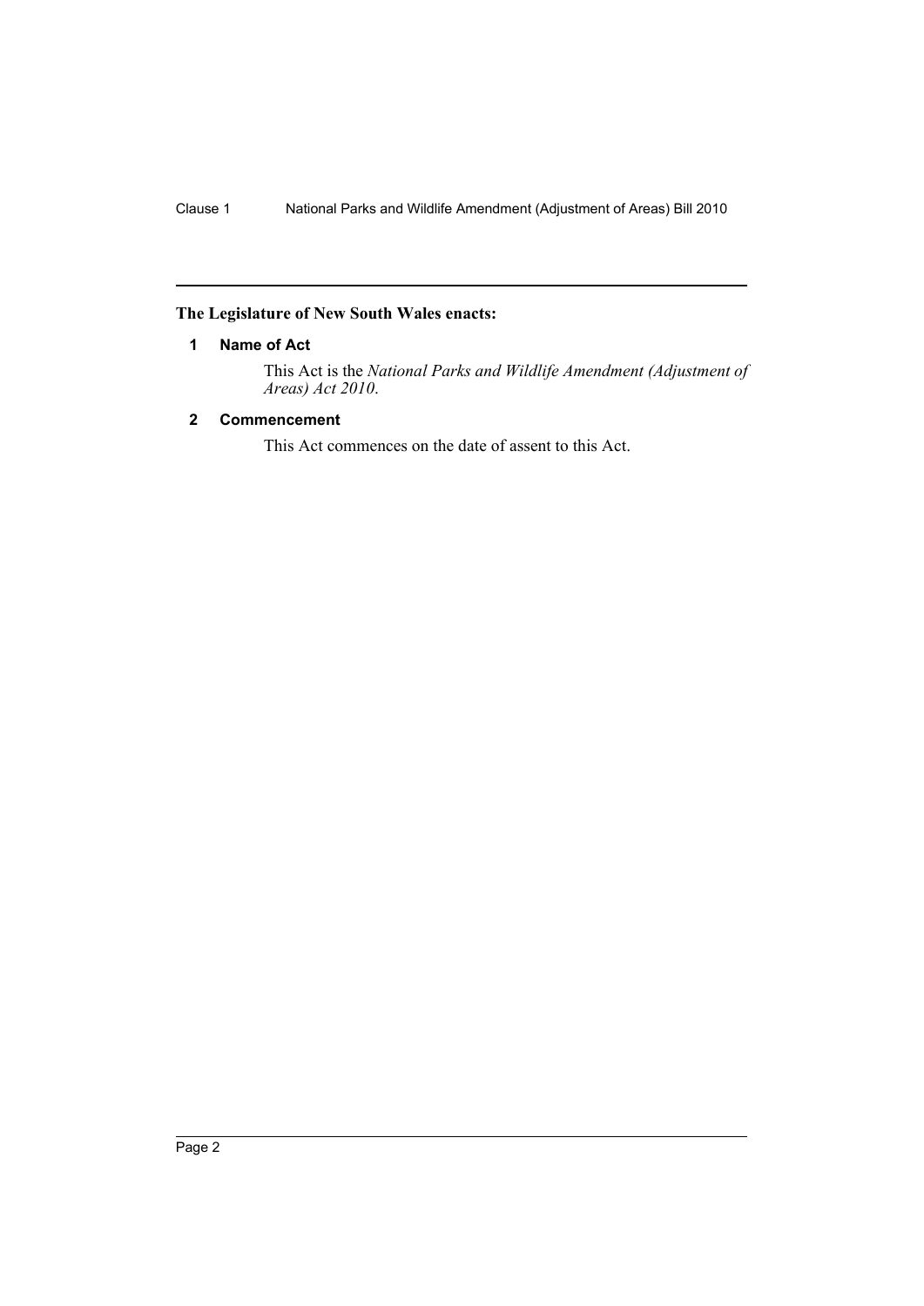**The Legislature of New South Wales enacts:**

## 1 Name of Act

This Act is the *National Parks and Wildlife Amendment (Adjustment of Areas) Act 2010*.

## 2 Commencement

This Act commences on the date of assent to this Act.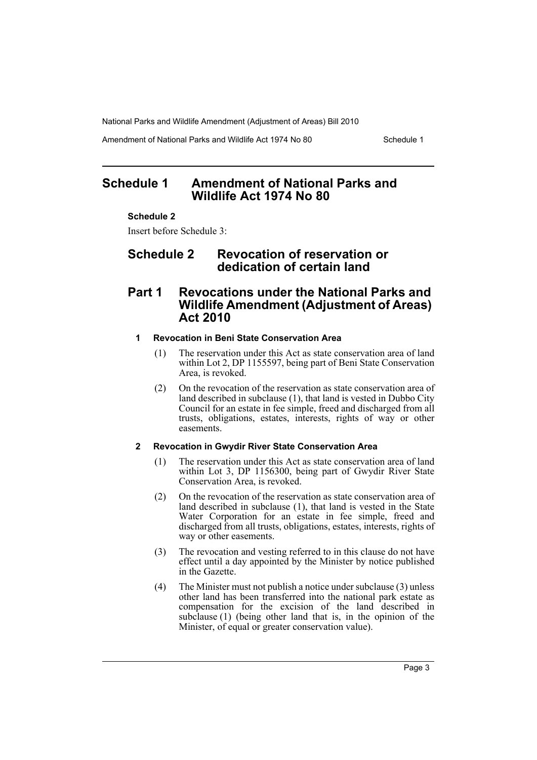# Schedule 1 Amendment of National Parks and Wildlife Act 1974 No 80

**Schedule 2**

Insert before Schedule 3:

## Schedule 2 Revocation of reservation or dedication of certain land

## Part 1 Revocations under the National Parks and Wildlife Amendment (Adjustment of Areas) Act 2010

### 1 Revocation in Beni State Conservation Area

(1) The reservation under this Act as state conservation area of land within Lot 2, DP 1155597, being part of Beni State Conservation Area, is revoked.

(2) On the revocation of the reservation as state conservation area of land described in subclause (1), that land is vested in Dubbo City Council for an estate in fee simple, freed and discharged from all trusts, obligations, estates, interests, rights of way or other easements.

### 2 Revocation in Gwydir River State Conservation Area

(1) The reservation under this Act as state conservation area of land within Lot 3, DP 1156300, being part of Gwydir River State Conservation Area, is revoked.

(2) On the revocation of the reservation as state conservation area of land described in subclause (1), that land is vested in the State Water Corporation for an estate in fee simple, freed and discharged from all trusts, obligations, estates, interests, rights of way or other easements.

(3) The revocation and vesting referred to in this clause do not have effect until a day appointed by the Minister by notice published in the Gazette.

(4) The Minister must not publish a notice under subclause (3) unless other land has been transferred into the national park estate as compensation for the excision of the land described in subclause (1) (being other land that is, in the opinion of the Minister, of equal or greater conservation value).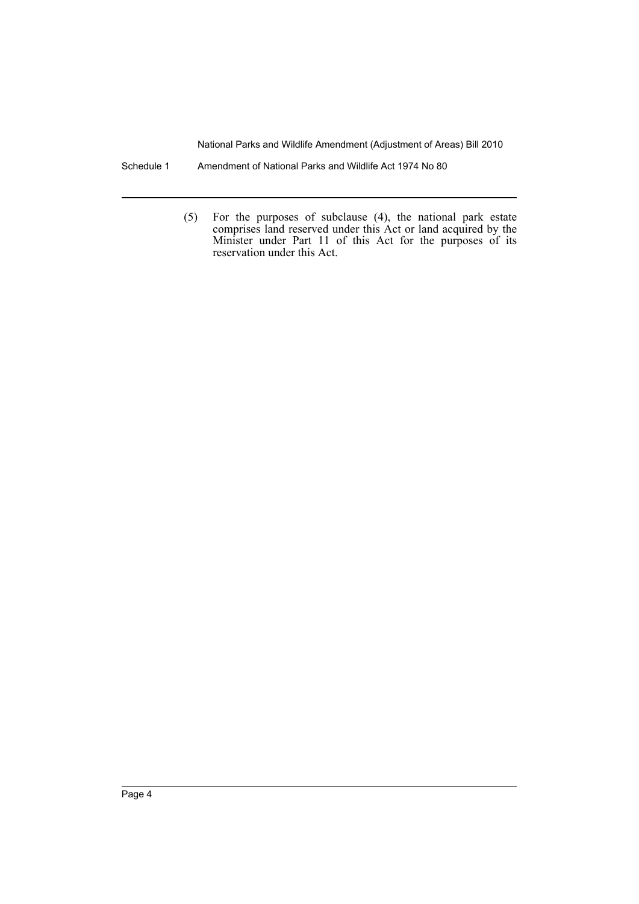(5) For the purposes of subclause (4), the national park estate comprises land reserved under this Act or land acquired by the Minister under Part 11 of this Act for the purposes of its reservation under this Act.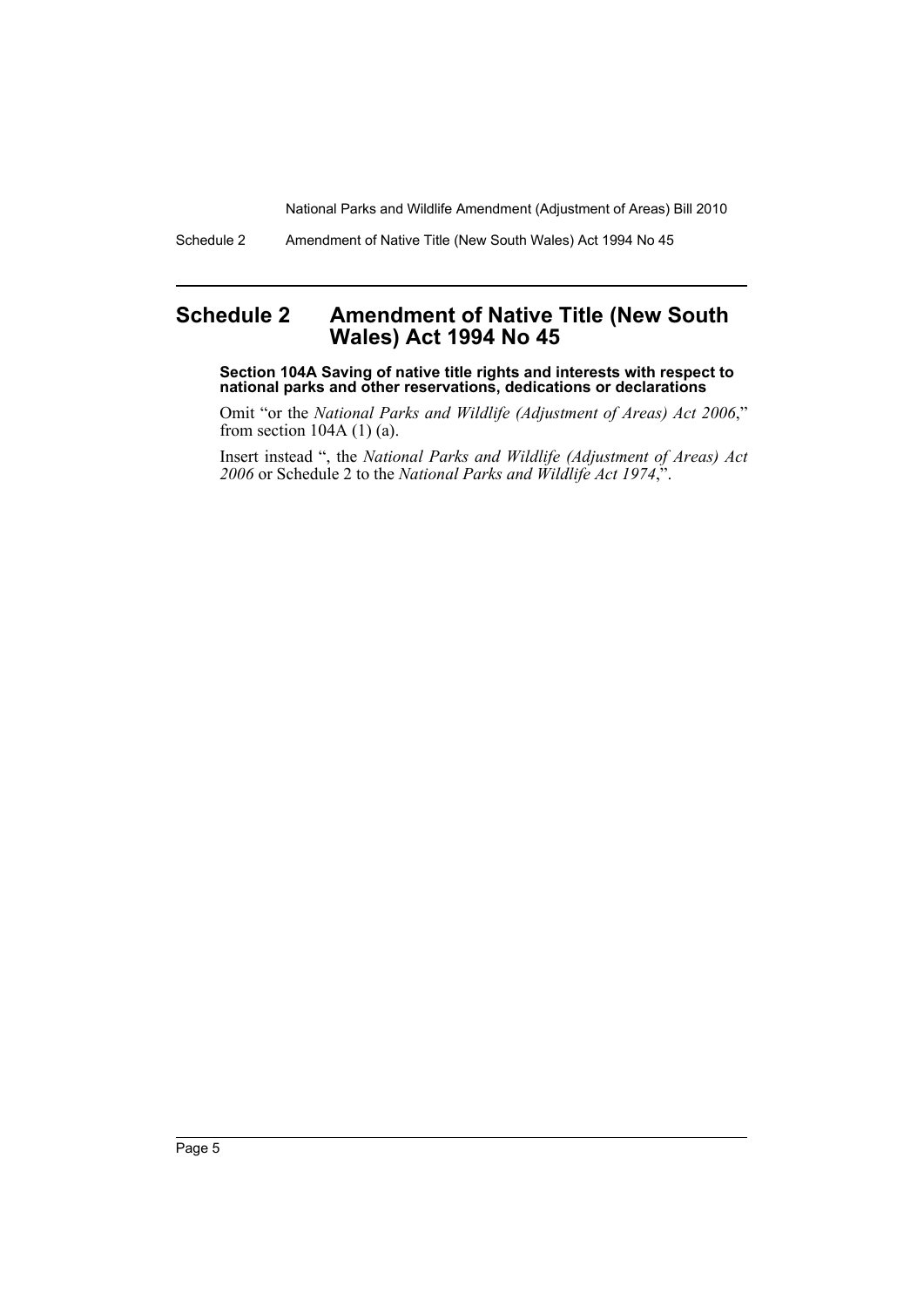## Schedule 2 Amendment of Native Title (New South Wales) Act 1994 No 45

**Section 104A Saving of native title rights and interests with respect to national parks and other reservations, dedications or declarations**

Omit "or the *National Parks and Wildlife (Adjustment of Areas) Act 2006*," from section 104A (1) (a).

Insert instead ", the *National Parks and Wildlife (Adjustment of Areas) Act 2006* or Schedule 2 to the *National Parks and Wildlife Act 1974*,".